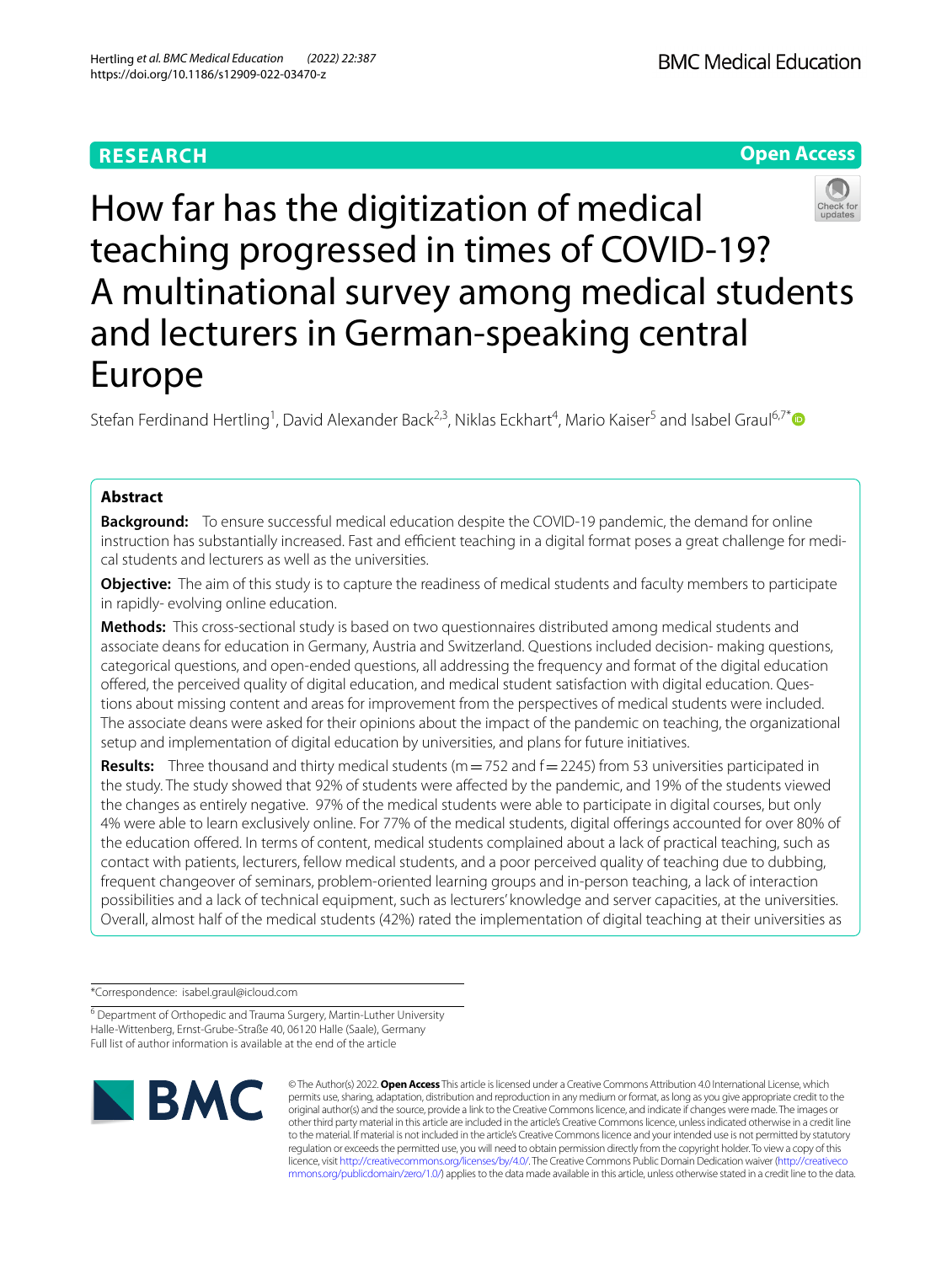RESEARCH

Open Access

# How far has the digitization of medical teaching progressed in times of COVID-19? A multinational survey among medical students and lecturers in German-speaking central Europe

Stefan Ferdinand Hertling[1], David Alexander Back[2,3], Niklas Eckhart[4], Mario Kaiser[5] and Isabel Graul[6,7*]

## Abstract

**Background:** To ensure successful medical education despite the COVID-19 pandemic, the demand for online instruction has substantially increased. Fast and efficient teaching in a digital format poses a great challenge for medical students and lecturers as well as the universities.

**Objective:** The aim of this study is to capture the readiness of medical students and faculty members to participate in rapidly- evolving online education.

**Methods:** This cross-sectional study is based on two questionnaires distributed among medical students and associate deans for education in Germany, Austria and Switzerland. Questions included decision- making questions, categorical questions, and open-ended questions, all addressing the frequency and format of the digital education offered, the perceived quality of digital education, and medical student satisfaction with digital education. Questions about missing content and areas for improvement from the perspectives of medical students were included. The associate deans were asked for their opinions about the impact of the pandemic on teaching, the organizational setup and implementation of digital education by universities, and plans for future initiatives.

**Results:** Three thousand and thirty medical students (m = 752 and f = 2245) from 53 universities participated in the study. The study showed that 92% of students were affected by the pandemic, and 19% of the students viewed the changes as entirely negative. 97% of the medical students were able to participate in digital courses, but only 4% were able to learn exclusively online. For 77% of the medical students, digital offerings accounted for over 80% of the education offered. In terms of content, medical students complained about a lack of practical teaching, such as contact with patients, lecturers, fellow medical students, and a poor perceived quality of teaching due to dubbing, frequent changeover of seminars, problem-oriented learning groups and in-person teaching, a lack of interaction possibilities and a lack of technical equipment, such as lecturers' knowledge and server capacities, at the universities. Overall, almost half of the medical students (42%) rated the implementation of digital teaching at their universities as

*Correspondence: isabel.graul@icloud.com

[6] Department of Orthopedic and Trauma Surgery, Martin-Luther University Halle-Wittenberg, Ernst-Grube-Straße 40, 06120 Halle (Saale), Germany

Full list of author information is available at the end of the article

© The Author(s) 2022. **Open Access** This article is licensed under a Creative Commons Attribution 4.0 International License, which permits use, sharing, adaptation, distribution and reproduction in any medium or format, as long as you give appropriate credit to the original author(s) and the source, provide a link to the Creative Commons licence, and indicate if changes were made. The images or other third party material in this article are included in the article's Creative Commons licence, unless indicated otherwise in a credit line to the material. If material is not included in the article's Creative Commons licence and your intended use is not permitted by statutory regulation or exceeds the permitted use, you will need to obtain permission directly from the copyright holder. To view a copy of this licence, visit http://creativecommons.org/licenses/by/4.0/. The Creative Commons Public Domain Dedication waiver (http://creativecommons.org/publicdomain/zero/1.0/) applies to the data made available in this article, unless otherwise stated in a credit line to the data.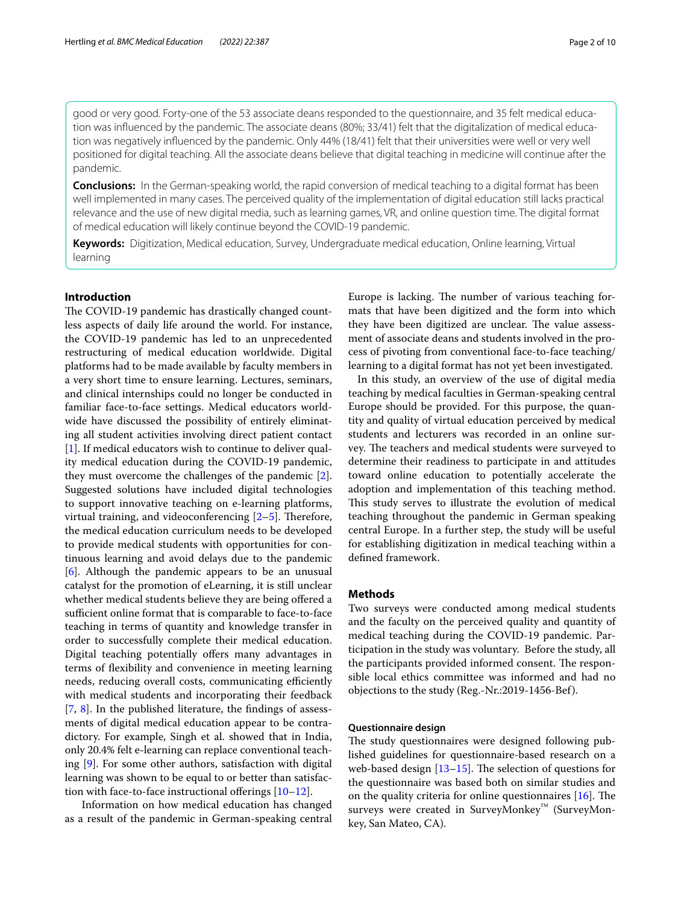good or very good. Forty-one of the 53 associate deans responded to the questionnaire, and 35 felt medical education was influenced by the pandemic. The associate deans (80%; 33/41) felt that the digitalization of medical education was negatively influenced by the pandemic. Only 44% (18/41) felt that their universities were well or very well positioned for digital teaching. All the associate deans believe that digital teaching in medicine will continue after the pandemic.

**Conclusions:** In the German-speaking world, the rapid conversion of medical teaching to a digital format has been well implemented in many cases. The perceived quality of the implementation of digital education still lacks practical relevance and the use of new digital media, such as learning games, VR, and online question time. The digital format of medical education will likely continue beyond the COVID-19 pandemic.

**Keywords:** Digitization, Medical education, Survey, Undergraduate medical education, Online learning, Virtual learning

## Introduction

The COVID-19 pandemic has drastically changed countless aspects of daily life around the world. For instance, the COVID-19 pandemic has led to an unprecedented restructuring of medical education worldwide. Digital platforms had to be made available by faculty members in a very short time to ensure learning. Lectures, seminars, and clinical internships could no longer be conducted in familiar face-to-face settings. Medical educators worldwide have discussed the possibility of entirely eliminating all student activities involving direct patient contact [1]. If medical educators wish to continue to deliver quality medical education during the COVID-19 pandemic, they must overcome the challenges of the pandemic [2]. Suggested solutions have included digital technologies to support innovative teaching on e-learning platforms, virtual training, and videoconferencing [2–5]. Therefore, the medical education curriculum needs to be developed to provide medical students with opportunities for continuous learning and avoid delays due to the pandemic [6]. Although the pandemic appears to be an unusual catalyst for the promotion of eLearning, it is still unclear whether medical students believe they are being offered a sufficient online format that is comparable to face-to-face teaching in terms of quantity and knowledge transfer in order to successfully complete their medical education. Digital teaching potentially offers many advantages in terms of flexibility and convenience in meeting learning needs, reducing overall costs, communicating efficiently with medical students and incorporating their feedback [7, 8]. In the published literature, the findings of assessments of digital medical education appear to be contradictory. For example, Singh et al. showed that in India, only 20.4% felt e-learning can replace conventional teaching [9]. For some other authors, satisfaction with digital learning was shown to be equal to or better than satisfaction with face-to-face instructional offerings [10–12].

Information on how medical education has changed as a result of the pandemic in German-speaking central Europe is lacking. The number of various teaching formats that have been digitized and the form into which they have been digitized are unclear. The value assessment of associate deans and students involved in the process of pivoting from conventional face-to-face teaching/learning to a digital format has not yet been investigated.

In this study, an overview of the use of digital media teaching by medical faculties in German-speaking central Europe should be provided. For this purpose, the quantity and quality of virtual education perceived by medical students and lecturers was recorded in an online survey. The teachers and medical students were surveyed to determine their readiness to participate in and attitudes toward online education to potentially accelerate the adoption and implementation of this teaching method. This study serves to illustrate the evolution of medical teaching throughout the pandemic in German speaking central Europe. In a further step, the study will be useful for establishing digitization in medical teaching within a defined framework.

## Methods

Two surveys were conducted among medical students and the faculty on the perceived quality and quantity of medical teaching during the COVID-19 pandemic. Participation in the study was voluntary. Before the study, all the participants provided informed consent. The responsible local ethics committee was informed and had no objections to the study (Reg.-Nr.:2019-1456-Bef).

### Questionnaire design

The study questionnaires were designed following published guidelines for questionnaire-based research on a web-based design [13–15]. The selection of questions for the questionnaire was based both on similar studies and on the quality criteria for online questionnaires [16]. The surveys were created in SurveyMonkey™ (SurveyMonkey, San Mateo, CA).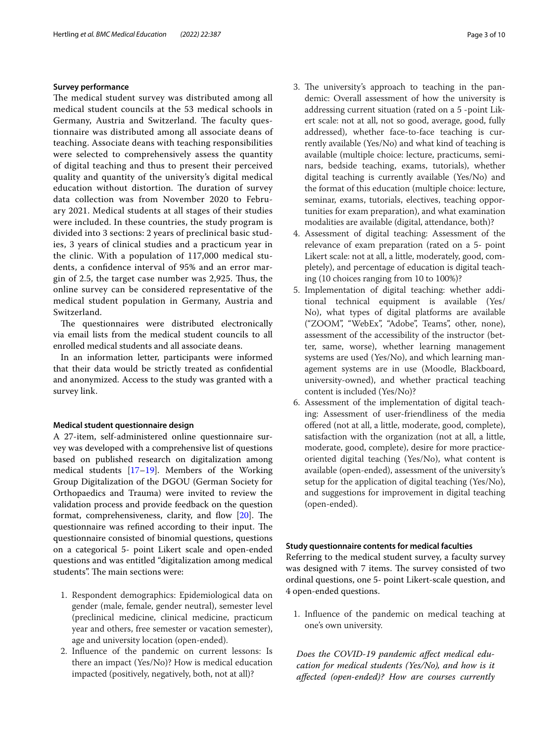### Survey performance

The medical student survey was distributed among all medical student councils at the 53 medical schools in Germany, Austria and Switzerland. The faculty questionnaire was distributed among all associate deans of teaching. Associate deans with teaching responsibilities were selected to comprehensively assess the quantity of digital teaching and thus to present their perceived quality and quantity of the university's digital medical education without distortion. The duration of survey data collection was from November 2020 to February 2021. Medical students at all stages of their studies were included. In these countries, the study program is divided into 3 sections: 2 years of preclinical basic studies, 3 years of clinical studies and a practicum year in the clinic. With a population of 117,000 medical students, a confidence interval of 95% and an error margin of 2.5, the target case number was 2,925. Thus, the online survey can be considered representative of the medical student population in Germany, Austria and Switzerland.

The questionnaires were distributed electronically via email lists from the medical student councils to all enrolled medical students and all associate deans.

In an information letter, participants were informed that their data would be strictly treated as confidential and anonymized. Access to the study was granted with a survey link.

### Medical student questionnaire design

A 27-item, self-administered online questionnaire survey was developed with a comprehensive list of questions based on published research on digitalization among medical students [17–19]. Members of the Working Group Digitalization of the DGOU (German Society for Orthopaedics and Trauma) were invited to review the validation process and provide feedback on the question format, comprehensiveness, clarity, and flow [20]. The questionnaire was refined according to their input. The questionnaire consisted of binomial questions, questions on a categorical 5- point Likert scale and open-ended questions and was entitled "digitalization among medical students". The main sections were:

1. Respondent demographics: Epidemiological data on gender (male, female, gender neutral), semester level (preclinical medicine, clinical medicine, practicum year and others, free semester or vacation semester), age and university location (open-ended).
2. Influence of the pandemic on current lessons: Is there an impact (Yes/No)? How is medical education impacted (positively, negatively, both, not at all)?
3. The university's approach to teaching in the pandemic: Overall assessment of how the university is addressing current situation (rated on a 5 -point Likert scale: not at all, not so good, average, good, fully addressed), whether face-to-face teaching is currently available (Yes/No) and what kind of teaching is available (multiple choice: lecture, practicums, seminars, bedside teaching, exams, tutorials), whether digital teaching is currently available (Yes/No) and the format of this education (multiple choice: lecture, seminar, exams, tutorials, electives, teaching opportunities for exam preparation), and what examination modalities are available (digital, attendance, both)?
4. Assessment of digital teaching: Assessment of the relevance of exam preparation (rated on a 5- point Likert scale: not at all, a little, moderately, good, completely), and percentage of education is digital teaching (10 choices ranging from 10 to 100%)?
5. Implementation of digital teaching: whether additional technical equipment is available (Yes/No), what types of digital platforms are available ("ZOOM", "WebEx", "Adobe", Teams", other, none), assessment of the accessibility of the instructor (better, same, worse), whether learning management systems are used (Yes/No), and which learning management systems are in use (Moodle, Blackboard, university-owned), and whether practical teaching content is included (Yes/No)?
6. Assessment of the implementation of digital teaching: Assessment of user-friendliness of the media offered (not at all, a little, moderate, good, complete), satisfaction with the organization (not at all, a little, moderate, good, complete), desire for more practice-oriented digital teaching (Yes/No), what content is available (open-ended), assessment of the university's setup for the application of digital teaching (Yes/No), and suggestions for improvement in digital teaching (open-ended).

### Study questionnaire contents for medical faculties

Referring to the medical student survey, a faculty survey was designed with 7 items. The survey consisted of two ordinal questions, one 5- point Likert-scale question, and 4 open-ended questions.

1. Influence of the pandemic on medical teaching at one's own university.

*Does the COVID-19 pandemic affect medical education for medical students (Yes/No), and how is it affected (open-ended)? How are courses currently*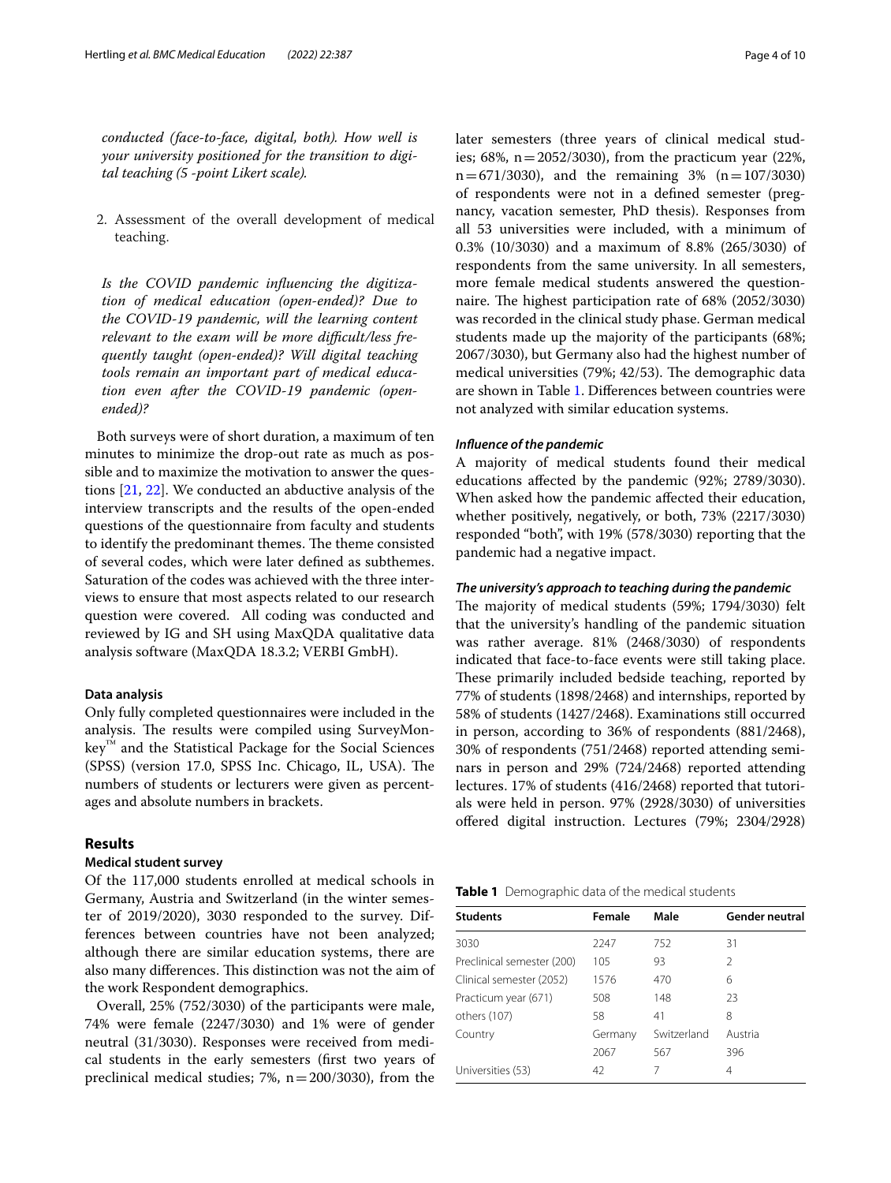*conducted (face-to-face, digital, both). How well is your university positioned for the transition to digital teaching (5 -point Likert scale).*

2. Assessment of the overall development of medical teaching.

*Is the COVID pandemic influencing the digitization of medical education (open-ended)? Due to the COVID-19 pandemic, will the learning content relevant to the exam will be more difficult/less frequently taught (open-ended)? Will digital teaching tools remain an important part of medical education even after the COVID-19 pandemic (open-ended)?*

Both surveys were of short duration, a maximum of ten minutes to minimize the drop-out rate as much as possible and to maximize the motivation to answer the questions [21, 22]. We conducted an abductive analysis of the interview transcripts and the results of the open-ended questions of the questionnaire from faculty and students to identify the predominant themes. The theme consisted of several codes, which were later defined as subthemes. Saturation of the codes was achieved with the three interviews to ensure that most aspects related to our research question were covered. All coding was conducted and reviewed by IG and SH using MaxQDA qualitative data analysis software (MaxQDA 18.3.2; VERBI GmbH).

### Data analysis

Only fully completed questionnaires were included in the analysis. The results were compiled using SurveyMonkey™ and the Statistical Package for the Social Sciences (SPSS) (version 17.0, SPSS Inc. Chicago, IL, USA). The numbers of students or lecturers were given as percentages and absolute numbers in brackets.

## Results

### Medical student survey

Of the 117,000 students enrolled at medical schools in Germany, Austria and Switzerland (in the winter semester of 2019/2020), 3030 responded to the survey. Differences between countries have not been analyzed; although there are similar education systems, there are also many differences. This distinction was not the aim of the work Respondent demographics.

Overall, 25% (752/3030) of the participants were male, 74% were female (2247/3030) and 1% were of gender neutral (31/3030). Responses were received from medical students in the early semesters (first two years of preclinical medical studies; 7%, n = 200/3030), from the later semesters (three years of clinical medical studies; 68%, n = 2052/3030), from the practicum year (22%, n = 671/3030), and the remaining 3% (n = 107/3030) of respondents were not in a defined semester (pregnancy, vacation semester, PhD thesis). Responses from all 53 universities were included, with a minimum of 0.3% (10/3030) and a maximum of 8.8% (265/3030) of respondents from the same university. In all semesters, more female medical students answered the questionnaire. The highest participation rate of 68% (2052/3030) was recorded in the clinical study phase. German medical students made up the majority of the participants (68%; 2067/3030), but Germany also had the highest number of medical universities (79%; 42/53). The demographic data are shown in Table 1. Differences between countries were not analyzed with similar education systems.

#### *Influence of the pandemic*

A majority of medical students found their medical educations affected by the pandemic (92%; 2789/3030). When asked how the pandemic affected their education, whether positively, negatively, or both, 73% (2217/3030) responded "both", with 19% (578/3030) reporting that the pandemic had a negative impact.

#### *The university's approach to teaching during the pandemic*

The majority of medical students (59%; 1794/3030) felt that the university's handling of the pandemic situation was rather average. 81% (2468/3030) of respondents indicated that face-to-face events were still taking place. These primarily included bedside teaching, reported by 77% of students (1898/2468) and internships, reported by 58% of students (1427/2468). Examinations still occurred in person, according to 36% of respondents (881/2468), 30% of respondents (751/2468) reported attending seminars in person and 29% (724/2468) reported attending lectures. 17% of students (416/2468) reported that tutorials were held in person. 97% (2928/3030) of universities offered digital instruction. Lectures (79%; 2304/2928)

**Table 1** Demographic data of the medical students

| Students | Female | Male | Gender neutral |
|---|---|---|---|
| 3030 | 2247 | 752 | 31 |
| Preclinical semester (200) | 105 | 93 | 2 |
| Clinical semester (2052) | 1576 | 470 | 6 |
| Practicum year (671) | 508 | 148 | 23 |
| others (107) | 58 | 41 | 8 |
| Country | Germany | Switzerland | Austria |
| | 2067 | 567 | 396 |
| Universities (53) | 42 | 7 | 4 |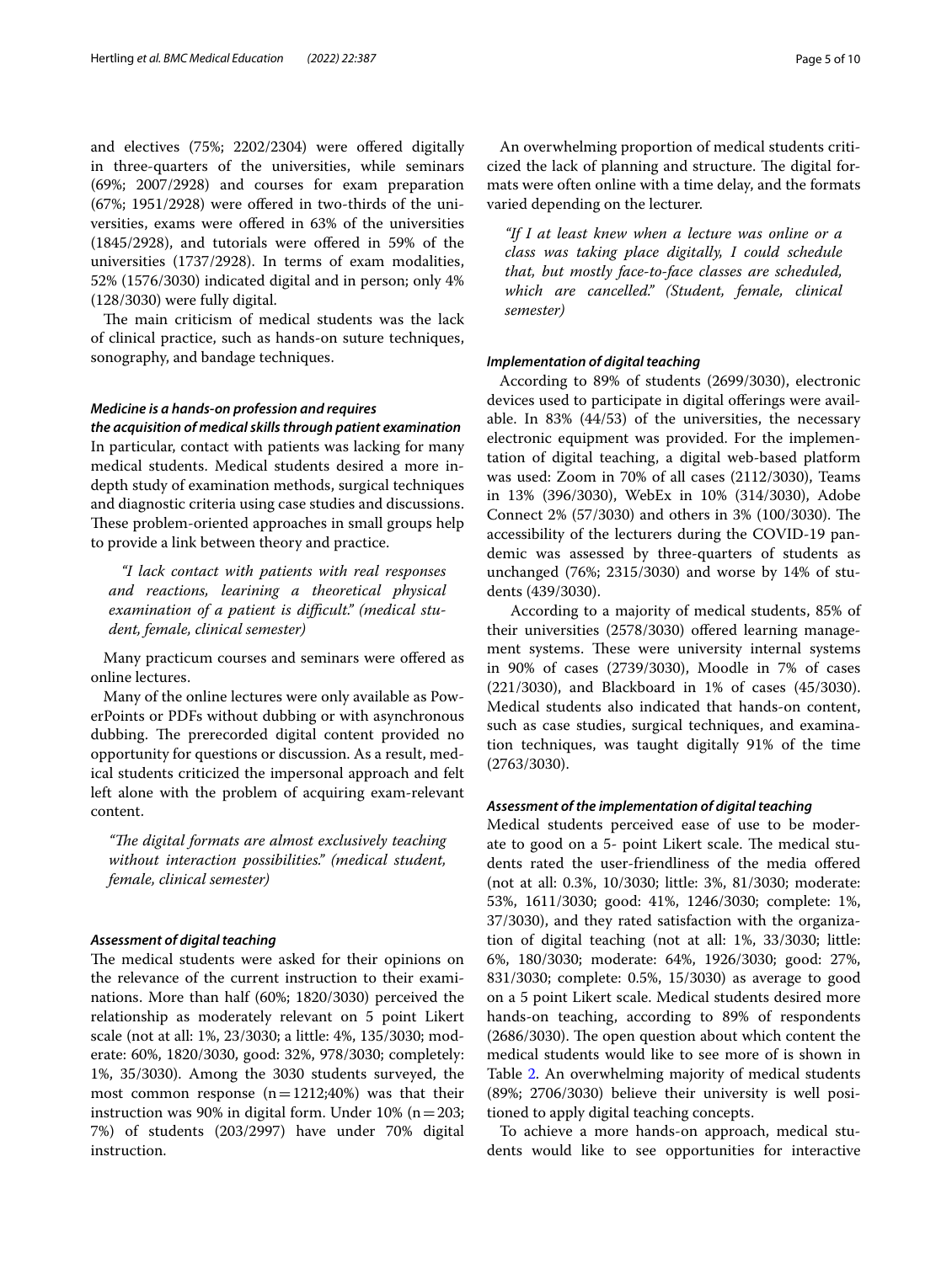and electives (75%; 2202/2304) were offered digitally in three-quarters of the universities, while seminars (69%; 2007/2928) and courses for exam preparation (67%; 1951/2928) were offered in two-thirds of the universities, exams were offered in 63% of the universities (1845/2928), and tutorials were offered in 59% of the universities (1737/2928). In terms of exam modalities, 52% (1576/3030) indicated digital and in person; only 4% (128/3030) were fully digital.

The main criticism of medical students was the lack of clinical practice, such as hands-on suture techniques, sonography, and bandage techniques.

### *Medicine is a hands-on profession and requires the acquisition of medical skills through patient examination*

In particular, contact with patients was lacking for many medical students. Medical students desired a more in-depth study of examination methods, surgical techniques and diagnostic criteria using case studies and discussions. These problem-oriented approaches in small groups help to provide a link between theory and practice.

> *"I lack contact with patients with real responses and reactions, learining a theoretical physical examination of a patient is difficult." (medical student, female, clinical semester)*

Many practicum courses and seminars were offered as online lectures.

Many of the online lectures were only available as PowerPoints or PDFs without dubbing or with asynchronous dubbing. The prerecorded digital content provided no opportunity for questions or discussion. As a result, medical students criticized the impersonal approach and felt left alone with the problem of acquiring exam-relevant content.

> *"The digital formats are almost exclusively teaching without interaction possibilities." (medical student, female, clinical semester)*

### *Assessment of digital teaching*

The medical students were asked for their opinions on the relevance of the current instruction to their examinations. More than half (60%; 1820/3030) perceived the relationship as moderately relevant on 5 point Likert scale (not at all: 1%, 23/3030; a little: 4%, 135/3030; moderate: 60%, 1820/3030, good: 32%, 978/3030; completely: 1%, 35/3030). Among the 3030 students surveyed, the most common response (n = 1212;40%) was that their instruction was 90% in digital form. Under 10% (n = 203; 7%) of students (203/2997) have under 70% digital instruction.

An overwhelming proportion of medical students criticized the lack of planning and structure. The digital formats were often online with a time delay, and the formats varied depending on the lecturer.

> *"If I at least knew when a lecture was online or a class was taking place digitally, I could schedule that, but mostly face-to-face classes are scheduled, which are cancelled." (Student, female, clinical semester)*

### *Implementation of digital teaching*

According to 89% of students (2699/3030), electronic devices used to participate in digital offerings were available. In 83% (44/53) of the universities, the necessary electronic equipment was provided. For the implementation of digital teaching, a digital web-based platform was used: Zoom in 70% of all cases (2112/3030), Teams in 13% (396/3030), WebEx in 10% (314/3030), Adobe Connect 2% (57/3030) and others in 3% (100/3030). The accessibility of the lecturers during the COVID-19 pandemic was assessed by three-quarters of students as unchanged (76%; 2315/3030) and worse by 14% of students (439/3030).

According to a majority of medical students, 85% of their universities (2578/3030) offered learning management systems. These were university internal systems in 90% of cases (2739/3030), Moodle in 7% of cases (221/3030), and Blackboard in 1% of cases (45/3030). Medical students also indicated that hands-on content, such as case studies, surgical techniques, and examination techniques, was taught digitally 91% of the time (2763/3030).

### *Assessment of the implementation of digital teaching*

Medical students perceived ease of use to be moderate to good on a 5- point Likert scale. The medical students rated the user-friendliness of the media offered (not at all: 0.3%, 10/3030; little: 3%, 81/3030; moderate: 53%, 1611/3030; good: 41%, 1246/3030; complete: 1%, 37/3030), and they rated satisfaction with the organization of digital teaching (not at all: 1%, 33/3030; little: 6%, 180/3030; moderate: 64%, 1926/3030; good: 27%, 831/3030; complete: 0.5%, 15/3030) as average to good on a 5 point Likert scale. Medical students desired more hands-on teaching, according to 89% of respondents (2686/3030). The open question about which content the medical students would like to see more of is shown in Table 2. An overwhelming majority of medical students (89%; 2706/3030) believe their university is well positioned to apply digital teaching concepts.

To achieve a more hands-on approach, medical students would like to see opportunities for interactive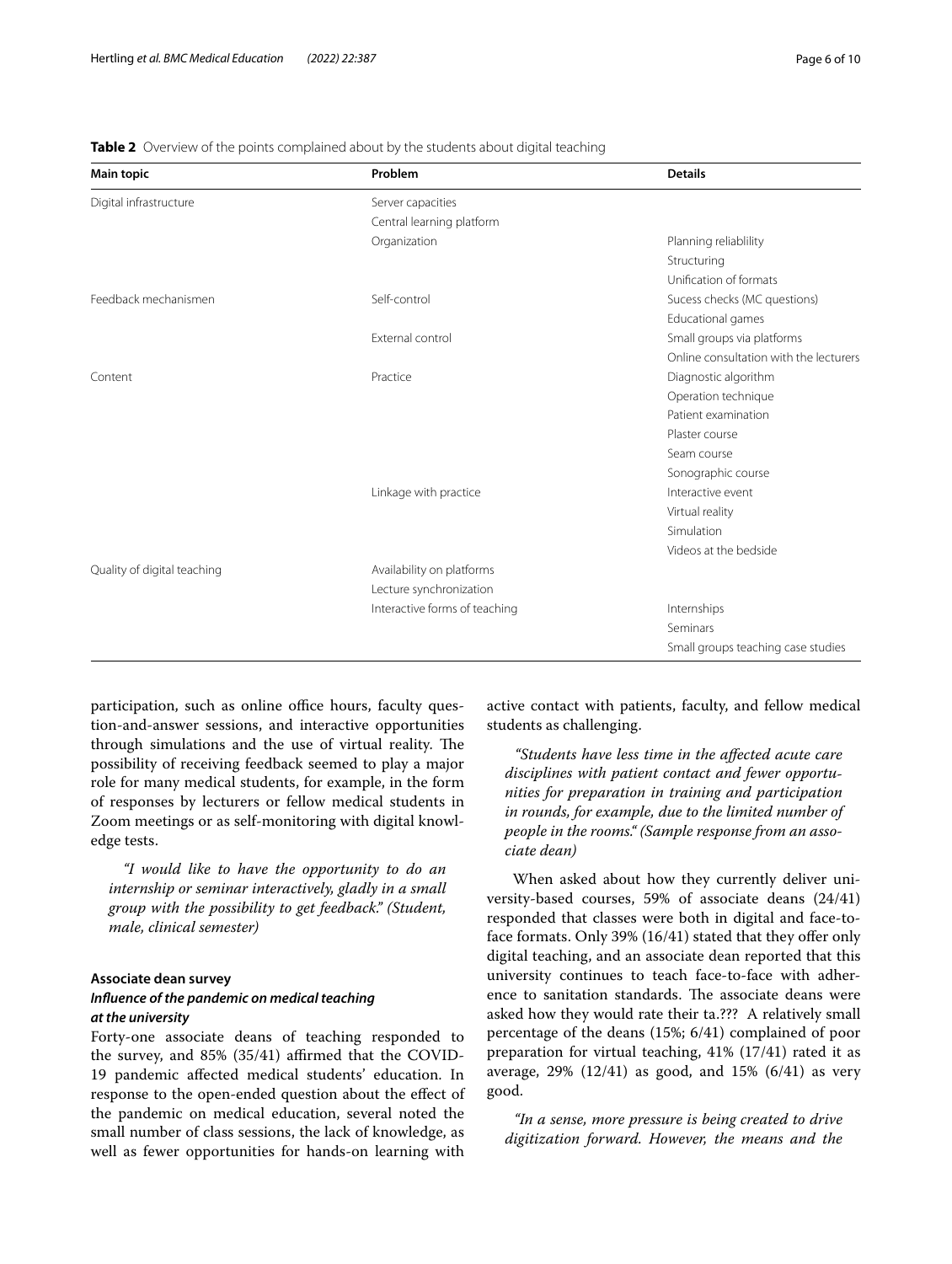**Table 2** Overview of the points complained about by the students about digital teaching

| Main topic | Problem | Details |
|---|---|---|
| Digital infrastructure | Server capacities | |
| | Central learning platform | |
| | Organization | Planning reliablility |
| | | Structuring |
| | | Unification of formats |
| Feedback mechanismen | Self-control | Sucess checks (MC questions) |
| | | Educational games |
| | External control | Small groups via platforms |
| | | Online consultation with the lecturers |
| Content | Practice | Diagnostic algorithm |
| | | Operation technique |
| | | Patient examination |
| | | Plaster course |
| | | Seam course |
| | | Sonographic course |
| | Linkage with practice | Interactive event |
| | | Virtual reality |
| | | Simulation |
| | | Videos at the bedside |
| Quality of digital teaching | Availability on platforms | |
| | Lecture synchronization | |
| | Interactive forms of teaching | Internships |
| | | Seminars |
| | | Small groups teaching case studies |

participation, such as online office hours, faculty question-and-answer sessions, and interactive opportunities through simulations and the use of virtual reality. The possibility of receiving feedback seemed to play a major role for many medical students, for example, in the form of responses by lecturers or fellow medical students in Zoom meetings or as self-monitoring with digital knowledge tests.

> *"I would like to have the opportunity to do an internship or seminar interactively, gladly in a small group with the possibility to get feedback." (Student, male, clinical semester)*

### Associate dean survey

#### *Influence of the pandemic on medical teaching at the university*

Forty-one associate deans of teaching responded to the survey, and 85% (35/41) affirmed that the COVID-19 pandemic affected medical students' education. In response to the open-ended question about the effect of the pandemic on medical education, several noted the small number of class sessions, the lack of knowledge, as well as fewer opportunities for hands-on learning with active contact with patients, faculty, and fellow medical students as challenging.

> *"Students have less time in the affected acute care disciplines with patient contact and fewer opportunities for preparation in training and participation in rounds, for example, due to the limited number of people in the rooms." (Sample response from an associate dean)*

When asked about how they currently deliver university-based courses, 59% of associate deans (24/41) responded that classes were both in digital and face-to-face formats. Only 39% (16/41) stated that they offer only digital teaching, and an associate dean reported that this university continues to teach face-to-face with adherence to sanitation standards. The associate deans were asked how they would rate their ta.??? A relatively small percentage of the deans (15%; 6/41) complained of poor preparation for virtual teaching, 41% (17/41) rated it as average, 29% (12/41) as good, and 15% (6/41) as very good.

> *"In a sense, more pressure is being created to drive digitization forward. However, the means and the*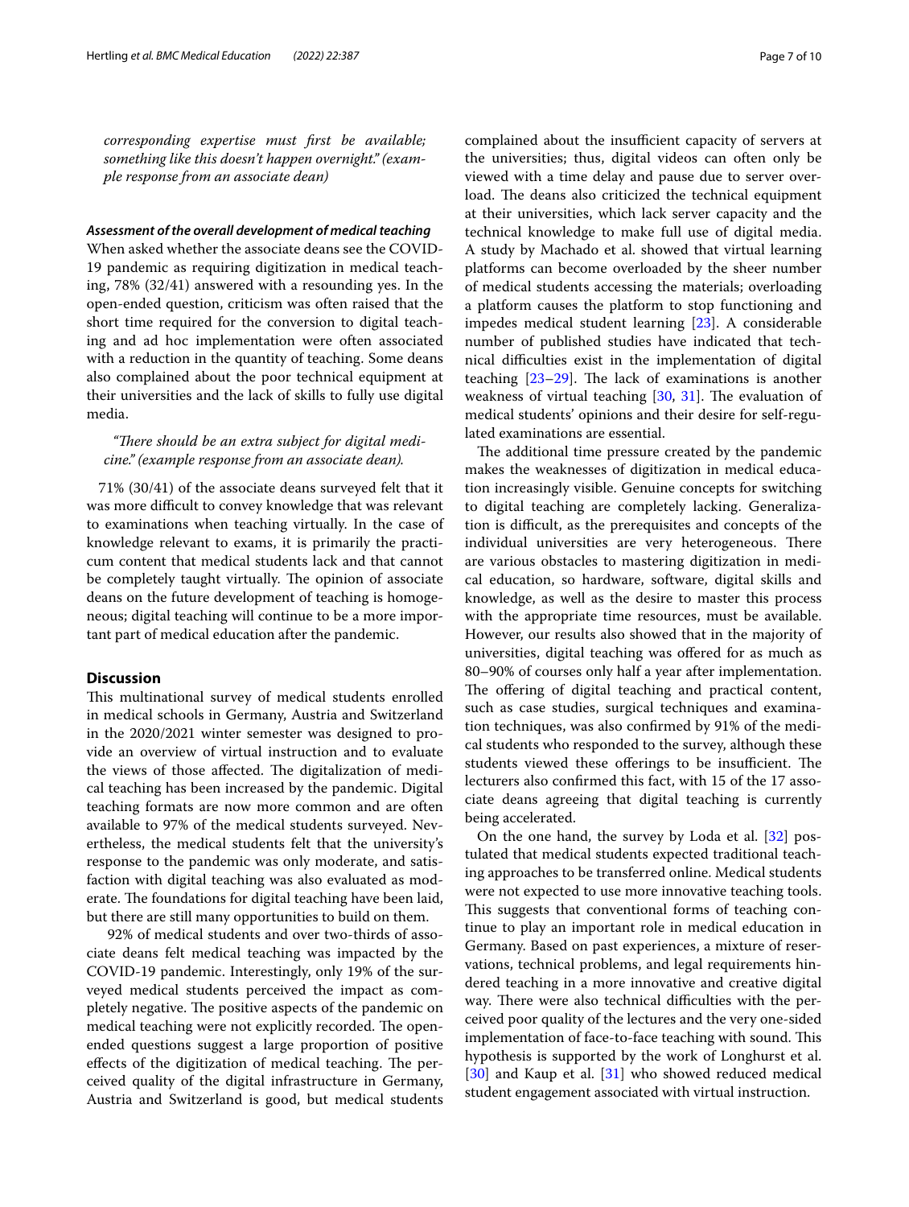*corresponding expertise must first be available; something like this doesn't happen overnight." (example response from an associate dean)*

#### *Assessment of the overall development of medical teaching*

When asked whether the associate deans see the COVID-19 pandemic as requiring digitization in medical teaching, 78% (32/41) answered with a resounding yes. In the open-ended question, criticism was often raised that the short time required for the conversion to digital teaching and ad hoc implementation were often associated with a reduction in the quantity of teaching. Some deans also complained about the poor technical equipment at their universities and the lack of skills to fully use digital media.

> *"There should be an extra subject for digital medicine." (example response from an associate dean).*

71% (30/41) of the associate deans surveyed felt that it was more difficult to convey knowledge that was relevant to examinations when teaching virtually. In the case of knowledge relevant to exams, it is primarily the practicum content that medical students lack and that cannot be completely taught virtually. The opinion of associate deans on the future development of teaching is homogeneous; digital teaching will continue to be a more important part of medical education after the pandemic.

## Discussion

This multinational survey of medical students enrolled in medical schools in Germany, Austria and Switzerland in the 2020/2021 winter semester was designed to provide an overview of virtual instruction and to evaluate the views of those affected. The digitalization of medical teaching has been increased by the pandemic. Digital teaching formats are now more common and are often available to 97% of the medical students surveyed. Nevertheless, the medical students felt that the university's response to the pandemic was only moderate, and satisfaction with digital teaching was also evaluated as moderate. The foundations for digital teaching have been laid, but there are still many opportunities to build on them.

92% of medical students and over two-thirds of associate deans felt medical teaching was impacted by the COVID-19 pandemic. Interestingly, only 19% of the surveyed medical students perceived the impact as completely negative. The positive aspects of the pandemic on medical teaching were not explicitly recorded. The open-ended questions suggest a large proportion of positive effects of the digitization of medical teaching. The perceived quality of the digital infrastructure in Germany, Austria and Switzerland is good, but medical students complained about the insufficient capacity of servers at the universities; thus, digital videos can often only be viewed with a time delay and pause due to server overload. The deans also criticized the technical equipment at their universities, which lack server capacity and the technical knowledge to make full use of digital media. A study by Machado et al. showed that virtual learning platforms can become overloaded by the sheer number of medical students accessing the materials; overloading a platform causes the platform to stop functioning and impedes medical student learning [23]. A considerable number of published studies have indicated that technical difficulties exist in the implementation of digital teaching [23–29]. The lack of examinations is another weakness of virtual teaching [30, 31]. The evaluation of medical students' opinions and their desire for self-regulated examinations are essential.

The additional time pressure created by the pandemic makes the weaknesses of digitization in medical education increasingly visible. Genuine concepts for switching to digital teaching are completely lacking. Generalization is difficult, as the prerequisites and concepts of the individual universities are very heterogeneous. There are various obstacles to mastering digitization in medical education, so hardware, software, digital skills and knowledge, as well as the desire to master this process with the appropriate time resources, must be available. However, our results also showed that in the majority of universities, digital teaching was offered for as much as 80–90% of courses only half a year after implementation. The offering of digital teaching and practical content, such as case studies, surgical techniques and examination techniques, was also confirmed by 91% of the medical students who responded to the survey, although these students viewed these offerings to be insufficient. The lecturers also confirmed this fact, with 15 of the 17 associate deans agreeing that digital teaching is currently being accelerated.

On the one hand, the survey by Loda et al. [32] postulated that medical students expected traditional teaching approaches to be transferred online. Medical students were not expected to use more innovative teaching tools. This suggests that conventional forms of teaching continue to play an important role in medical education in Germany. Based on past experiences, a mixture of reservations, technical problems, and legal requirements hindered teaching in a more innovative and creative digital way. There were also technical difficulties with the perceived poor quality of the lectures and the very one-sided implementation of face-to-face teaching with sound. This hypothesis is supported by the work of Longhurst et al. [30] and Kaup et al. [31] who showed reduced medical student engagement associated with virtual instruction.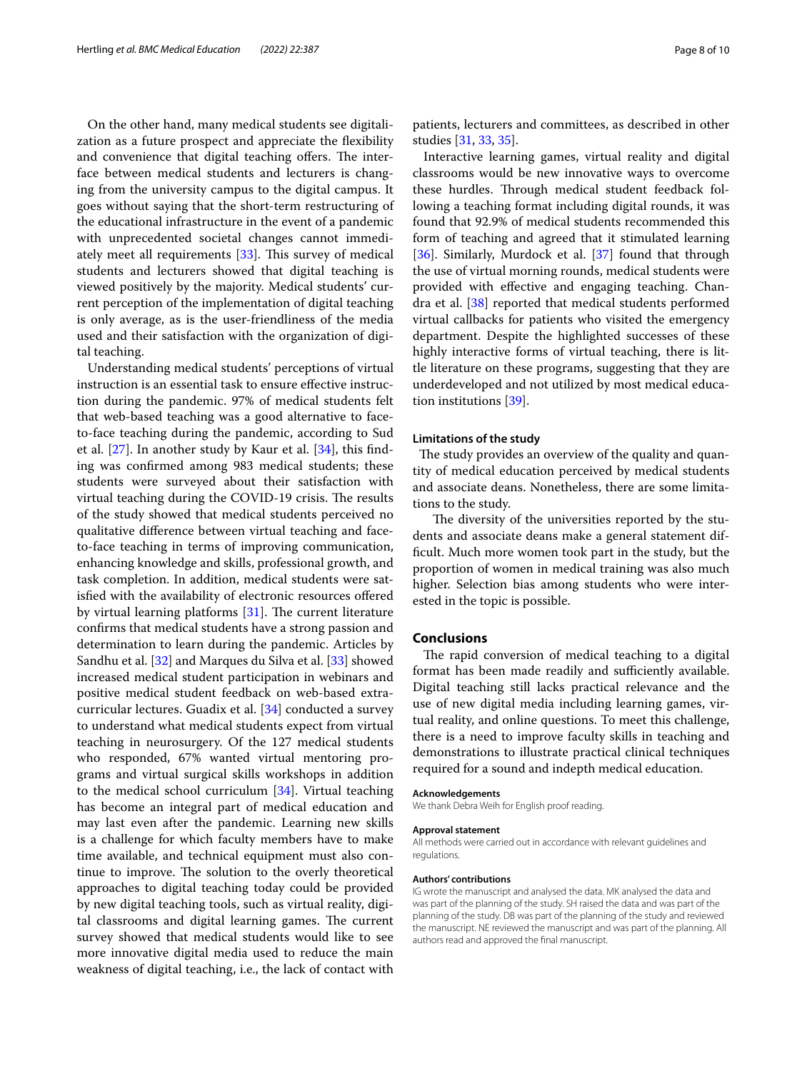On the other hand, many medical students see digitalization as a future prospect and appreciate the flexibility and convenience that digital teaching offers. The interface between medical students and lecturers is changing from the university campus to the digital campus. It goes without saying that the short-term restructuring of the educational infrastructure in the event of a pandemic with unprecedented societal changes cannot immediately meet all requirements [33]. This survey of medical students and lecturers showed that digital teaching is viewed positively by the majority. Medical students' current perception of the implementation of digital teaching is only average, as is the user-friendliness of the media used and their satisfaction with the organization of digital teaching.

Understanding medical students' perceptions of virtual instruction is an essential task to ensure effective instruction during the pandemic. 97% of medical students felt that web-based teaching was a good alternative to face-to-face teaching during the pandemic, according to Sud et al. [27]. In another study by Kaur et al. [34], this finding was confirmed among 983 medical students; these students were surveyed about their satisfaction with virtual teaching during the COVID-19 crisis. The results of the study showed that medical students perceived no qualitative difference between virtual teaching and face-to-face teaching in terms of improving communication, enhancing knowledge and skills, professional growth, and task completion. In addition, medical students were satisfied with the availability of electronic resources offered by virtual learning platforms [31]. The current literature confirms that medical students have a strong passion and determination to learn during the pandemic. Articles by Sandhu et al. [32] and Marques du Silva et al. [33] showed increased medical student participation in webinars and positive medical student feedback on web-based extracurricular lectures. Guadix et al. [34] conducted a survey to understand what medical students expect from virtual teaching in neurosurgery. Of the 127 medical students who responded, 67% wanted virtual mentoring programs and virtual surgical skills workshops in addition to the medical school curriculum [34]. Virtual teaching has become an integral part of medical education and may last even after the pandemic. Learning new skills is a challenge for which faculty members have to make time available, and technical equipment must also continue to improve. The solution to the overly theoretical approaches to digital teaching today could be provided by new digital teaching tools, such as virtual reality, digital classrooms and digital learning games. The current survey showed that medical students would like to see more innovative digital media used to reduce the main weakness of digital teaching, i.e., the lack of contact with patients, lecturers and committees, as described in other studies [31, 33, 35].

Interactive learning games, virtual reality and digital classrooms would be new innovative ways to overcome these hurdles. Through medical student feedback following a teaching format including digital rounds, it was found that 92.9% of medical students recommended this form of teaching and agreed that it stimulated learning [36]. Similarly, Murdock et al. [37] found that through the use of virtual morning rounds, medical students were provided with effective and engaging teaching. Chandra et al. [38] reported that medical students performed virtual callbacks for patients who visited the emergency department. Despite the highlighted successes of these highly interactive forms of virtual teaching, there is little literature on these programs, suggesting that they are underdeveloped and not utilized by most medical education institutions [39].

### Limitations of the study

The study provides an overview of the quality and quantity of medical education perceived by medical students and associate deans. Nonetheless, there are some limitations to the study.

The diversity of the universities reported by the students and associate deans make a general statement difficult. Much more women took part in the study, but the proportion of women in medical training was also much higher. Selection bias among students who were interested in the topic is possible.

## Conclusions

The rapid conversion of medical teaching to a digital format has been made readily and sufficiently available. Digital teaching still lacks practical relevance and the use of new digital media including learning games, virtual reality, and online questions. To meet this challenge, there is a need to improve faculty skills in teaching and demonstrations to illustrate practical clinical techniques required for a sound and indepth medical education.

#### Acknowledgements

We thank Debra Weih for English proof reading.

#### Approval statement

All methods were carried out in accordance with relevant guidelines and regulations.

#### Authors' contributions

IG wrote the manuscript and analysed the data. MK analysed the data and was part of the planning of the study. SH raised the data and was part of the planning of the study. DB was part of the planning of the study and reviewed the manuscript. NE reviewed the manuscript and was part of the planning. All authors read and approved the final manuscript.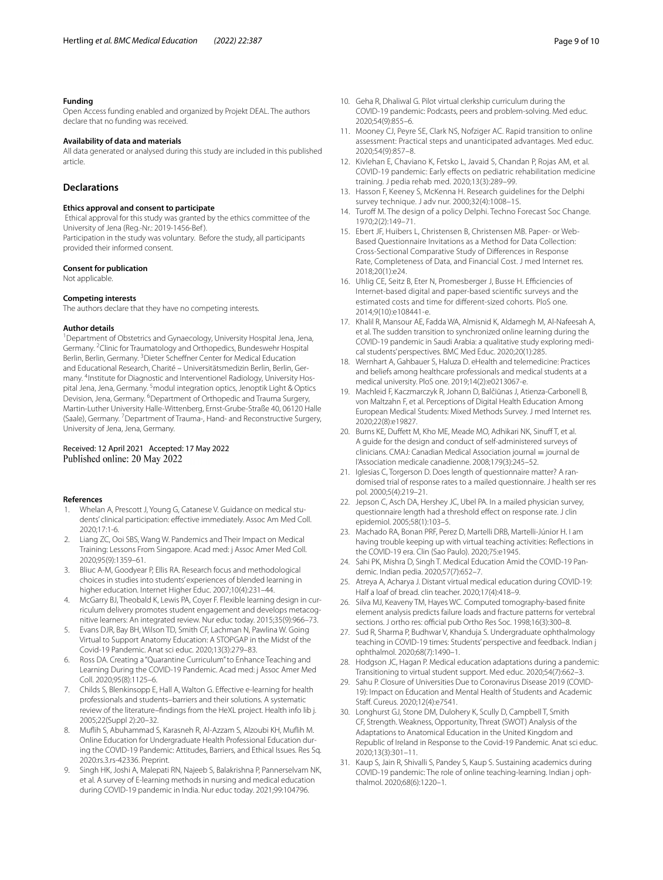#### Funding

Open Access funding enabled and organized by Projekt DEAL. The authors declare that no funding was received.

#### Availability of data and materials

All data generated or analysed during this study are included in this published article.

## Declarations

#### Ethics approval and consent to participate

Ethical approval for this study was granted by the ethics committee of the University of Jena (Reg.-Nr.: 2019-1456-Bef).

Participation in the study was voluntary. Before the study, all participants provided their informed consent.

#### Consent for publication

Not applicable.

#### Competing interests

The authors declare that they have no competing interests.

#### Author details

[1]Department of Obstetrics and Gynaecology, University Hospital Jena, Jena, Germany. [2]Clinic for Traumatology and Orthopedics, Bundeswehr Hospital Berlin, Berlin, Germany. [3]Dieter Scheffner Center for Medical Education and Educational Research, Charité – Universitätsmedizin Berlin, Berlin, Germany. [4]Institute for Diagnostic and Interventionel Radiology, University Hospital Jena, Jena, Germany. [5]modul integration optics, Jenoptik Light & Optics Devision, Jena, Germany. [6]Department of Orthopedic and Trauma Surgery, Martin-Luther University Halle-Wittenberg, Ernst-Grube-Straße 40, 06120 Halle (Saale), Germany. [7]Department of Trauma-, Hand- and Reconstructive Surgery, University of Jena, Jena, Germany.

Received: 12 April 2021 Accepted: 17 May 2022
Published online: 20 May 2022

#### References

1. Whelan A, Prescott J, Young G, Catanese V. Guidance on medical students' clinical participation: effective immediately. Assoc Am Med Coll. 2020;17:1-6.
2. Liang ZC, Ooi SBS, Wang W. Pandemics and Their Impact on Medical Training: Lessons From Singapore. Acad med: j Assoc Amer Med Coll. 2020;95(9):1359–61.
3. Bliuc A-M, Goodyear P, Ellis RA. Research focus and methodological choices in studies into students' experiences of blended learning in higher education. Internet Higher Educ. 2007;10(4):231–44.
4. McGarry BJ, Theobald K, Lewis PA, Coyer F. Flexible learning design in curriculum delivery promotes student engagement and develops metacognitive learners: An integrated review. Nur educ today. 2015;35(9):966–73.
5. Evans DJR, Bay BH, Wilson TD, Smith CF, Lachman N, Pawlina W. Going Virtual to Support Anatomy Education: A STOPGAP in the Midst of the Covid-19 Pandemic. Anat sci educ. 2020;13(3):279–83.
6. Ross DA. Creating a "Quarantine Curriculum" to Enhance Teaching and Learning During the COVID-19 Pandemic. Acad med: j Assoc Amer Med Coll. 2020;95(8):1125–6.
7. Childs S, Blenkinsopp E, Hall A, Walton G. Effective e-learning for health professionals and students–barriers and their solutions. A systematic review of the literature–findings from the HeXL project. Health info lib j. 2005;22(Suppl 2):20–32.
8. Muflih S, Abuhammad S, Karasneh R, Al-Azzam S, Alzoubi KH, Muflih M. Online Education for Undergraduate Health Professional Education during the COVID-19 Pandemic: Attitudes, Barriers, and Ethical Issues. Res Sq. 2020:rs.3.rs-42336. Preprint.
9. Singh HK, Joshi A, Malepati RN, Najeeb S, Balakrishna P, Pannerselvam NK, et al. A survey of E-learning methods in nursing and medical education during COVID-19 pandemic in India. Nur educ today. 2021;99:104796.
10. Geha R, Dhaliwal G. Pilot virtual clerkship curriculum during the COVID-19 pandemic: Podcasts, peers and problem-solving. Med educ. 2020;54(9):855–6.
11. Mooney CJ, Peyre SE, Clark NS, Nofziger AC. Rapid transition to online assessment: Practical steps and unanticipated advantages. Med educ. 2020;54(9):857–8.
12. Kivlehan E, Chaviano K, Fetsko L, Javaid S, Chandan P, Rojas AM, et al. COVID-19 pandemic: Early effects on pediatric rehabilitation medicine training. J pedia rehab med. 2020;13(3):289–99.
13. Hasson F, Keeney S, McKenna H. Research guidelines for the Delphi survey technique. J adv nur. 2000;32(4):1008–15.
14. Turoff M. The design of a policy Delphi. Techno Forecast Soc Change. 1970;2(2):149–71.
15. Ebert JF, Huibers L, Christensen B, Christensen MB. Paper- or Web-Based Questionnaire Invitations as a Method for Data Collection: Cross-Sectional Comparative Study of Differences in Response Rate, Completeness of Data, and Financial Cost. J med Internet res. 2018;20(1):e24.
16. Uhlig CE, Seitz B, Eter N, Promesberger J, Busse H. Efficiencies of Internet-based digital and paper-based scientific surveys and the estimated costs and time for different-sized cohorts. PloS one. 2014;9(10):e108441-e.
17. Khalil R, Mansour AE, Fadda WA, Almisnid K, Aldamegh M, Al-Nafeesah A, et al. The sudden transition to synchronized online learning during the COVID-19 pandemic in Saudi Arabia: a qualitative study exploring medical students' perspectives. BMC Med Educ. 2020;20(1):285.
18. Wernhart A, Gahbauer S, Haluza D. eHealth and telemedicine: Practices and beliefs among healthcare professionals and medical students at a medical university. PloS one. 2019;14(2):e0213067-e.
19. Machleid F, Kaczmarczyk R, Johann D, Balčiūnas J, Atienza-Carbonell B, von Maltzahn F, et al. Perceptions of Digital Health Education Among European Medical Students: Mixed Methods Survey. J med Internet res. 2020;22(8):e19827.
20. Burns KE, Duffett M, Kho ME, Meade MO, Adhikari NK, Sinuff T, et al. A guide for the design and conduct of self-administered surveys of clinicians. CMAJ: Canadian Medical Association journal = journal de l'Association medicale canadienne. 2008;179(3):245–52.
21. Iglesias C, Torgerson D. Does length of questionnaire matter? A randomised trial of response rates to a mailed questionnaire. J health ser res pol. 2000;5(4):219–21.
22. Jepson C, Asch DA, Hershey JC, Ubel PA. In a mailed physician survey, questionnaire length had a threshold effect on response rate. J clin epidemiol. 2005;58(1):103–5.
23. Machado RA, Bonan PRF, Perez D, Martelli DRB, Martelli-Júnior H. I am having trouble keeping up with virtual teaching activities: Reflections in the COVID-19 era. Clin (Sao Paulo). 2020;75:e1945.
24. Sahi PK, Mishra D, Singh T. Medical Education Amid the COVID-19 Pandemic. Indian pedia. 2020;57(7):652–7.
25. Atreya A, Acharya J. Distant virtual medical education during COVID-19: Half a loaf of bread. clin teacher. 2020;17(4):418–9.
26. Silva MJ, Keaveny TM, Hayes WC. Computed tomography-based finite element analysis predicts failure loads and fracture patterns for vertebral sections. J ortho res: official pub Ortho Res Soc. 1998;16(3):300–8.
27. Sud R, Sharma P, Budhwar V, Khanduja S. Undergraduate ophthalmology teaching in COVID-19 times: Students' perspective and feedback. Indian j ophthalmol. 2020;68(7):1490–1.
28. Hodgson JC, Hagan P. Medical education adaptations during a pandemic: Transitioning to virtual student support. Med educ. 2020;54(7):662–3.
29. Sahu P. Closure of Universities Due to Coronavirus Disease 2019 (COVID-19): Impact on Education and Mental Health of Students and Academic Staff. Cureus. 2020;12(4):e7541.
30. Longhurst GJ, Stone DM, Dulohery K, Scully D, Campbell T, Smith CF, Strength. Weakness, Opportunity, Threat (SWOT) Analysis of the Adaptations to Anatomical Education in the United Kingdom and Republic of Ireland in Response to the Covid-19 Pandemic. Anat sci educ. 2020;13(3):301–11.
31. Kaup S, Jain R, Shivalli S, Pandey S, Kaup S. Sustaining academics during COVID-19 pandemic: The role of online teaching-learning. Indian j ophthalmol. 2020;68(6):1220–1.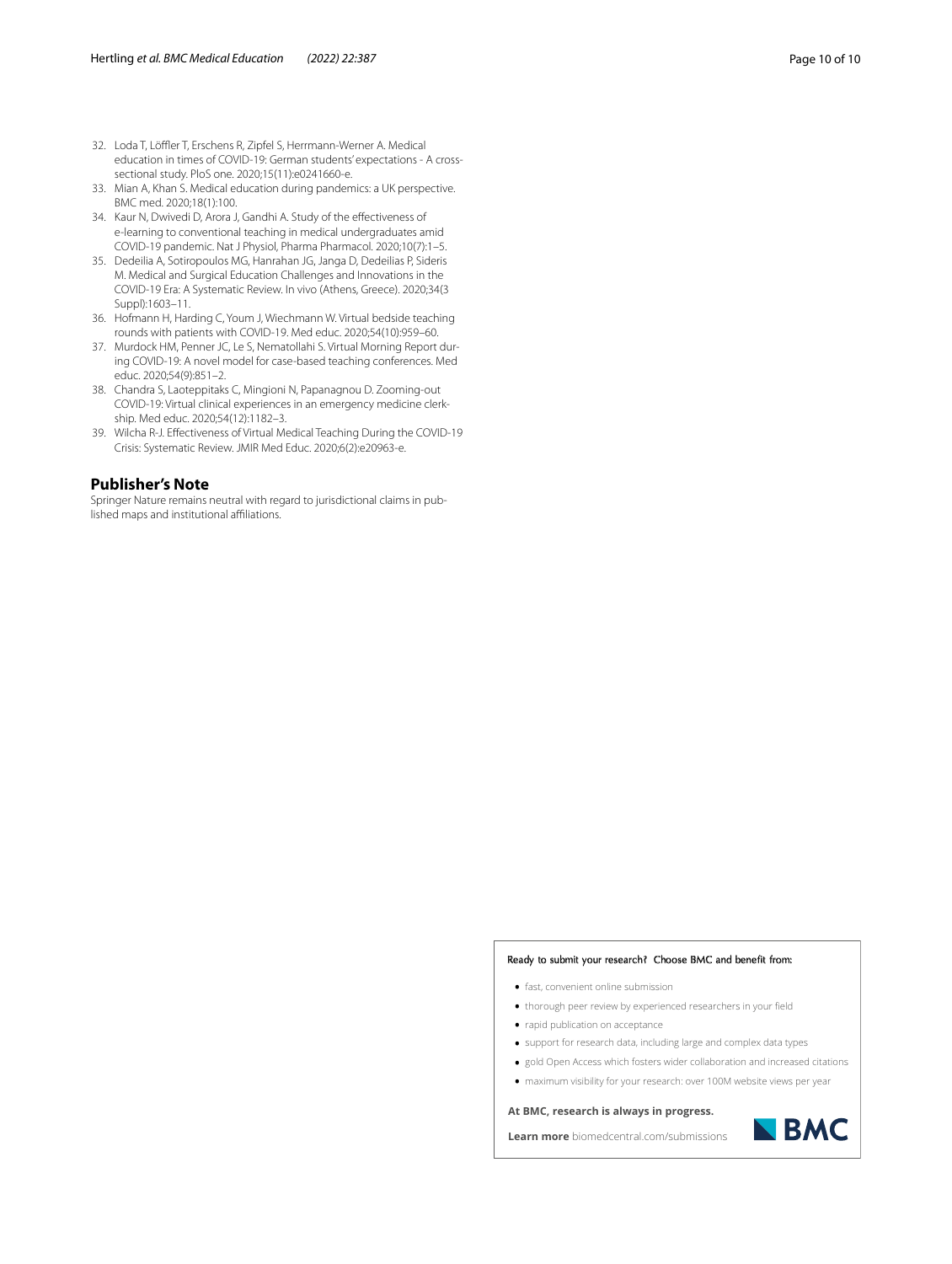32. Loda T, Löffler T, Erschens R, Zipfel S, Herrmann-Werner A. Medical education in times of COVID-19: German students' expectations - A cross-sectional study. PloS one. 2020;15(11):e0241660-e.
33. Mian A, Khan S. Medical education during pandemics: a UK perspective. BMC med. 2020;18(1):100.
34. Kaur N, Dwivedi D, Arora J, Gandhi A. Study of the effectiveness of e-learning to conventional teaching in medical undergraduates amid COVID-19 pandemic. Nat J Physiol, Pharma Pharmacol. 2020;10(7):1–5.
35. Dedeilia A, Sotiropoulos MG, Hanrahan JG, Janga D, Dedeilias P, Sideris M. Medical and Surgical Education Challenges and Innovations in the COVID-19 Era: A Systematic Review. In vivo (Athens, Greece). 2020;34(3 Suppl):1603–11.
36. Hofmann H, Harding C, Youm J, Wiechmann W. Virtual bedside teaching rounds with patients with COVID-19. Med educ. 2020;54(10):959–60.
37. Murdock HM, Penner JC, Le S, Nematollahi S. Virtual Morning Report during COVID-19: A novel model for case-based teaching conferences. Med educ. 2020;54(9):851–2.
38. Chandra S, Laoteppitaks C, Mingioni N, Papanagnou D. Zooming-out COVID-19: Virtual clinical experiences in an emergency medicine clerkship. Med educ. 2020;54(12):1182–3.
39. Wilcha R-J. Effectiveness of Virtual Medical Teaching During the COVID-19 Crisis: Systematic Review. JMIR Med Educ. 2020;6(2):e20963-e.

## Publisher's Note

Springer Nature remains neutral with regard to jurisdictional claims in published maps and institutional affiliations.

Ready to submit your research? Choose BMC and benefit from:

- fast, convenient online submission
- thorough peer review by experienced researchers in your field
- rapid publication on acceptance
- support for research data, including large and complex data types
- gold Open Access which fosters wider collaboration and increased citations
- maximum visibility for your research: over 100M website views per year

**At BMC, research is always in progress.**

**Learn more** biomedcentral.com/submissions

BMC